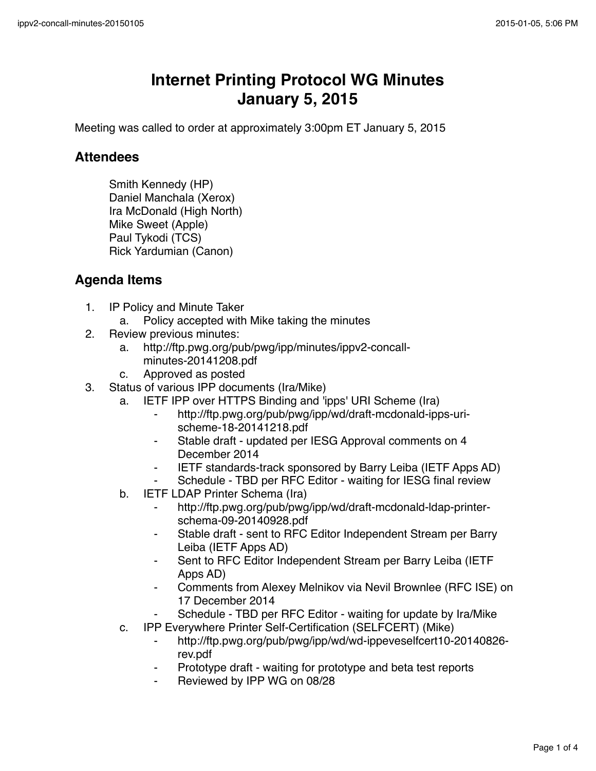# Internet Printing Protocol WG Minutes
# January 5, 2015

Meeting was called to order at approximately 3:00pm ET January 5, 2015

## Attendees

Smith Kennedy (HP)
Daniel Manchala (Xerox)
Ira McDonald (High North)
Mike Sweet (Apple)
Paul Tykodi (TCS)
Rick Yardumian (Canon)

## Agenda Items

1. IP Policy and Minute Taker
    a. Policy accepted with Mike taking the minutes
2. Review previous minutes:
    a. http://ftp.pwg.org/pub/pwg/ipp/minutes/ippv2-concall-minutes-20141208.pdf
    c. Approved as posted
3. Status of various IPP documents (Ira/Mike)
    a. IETF IPP over HTTPS Binding and 'ipps' URI Scheme (Ira)
        - http://ftp.pwg.org/pub/pwg/ipp/wd/draft-mcdonald-ipps-uri-scheme-18-20141218.pdf
        - Stable draft - updated per IESG Approval comments on 4 December 2014
        - IETF standards-track sponsored by Barry Leiba (IETF Apps AD)
        - Schedule - TBD per RFC Editor - waiting for IESG final review
    b. IETF LDAP Printer Schema (Ira)
        - http://ftp.pwg.org/pub/pwg/ipp/wd/draft-mcdonald-ldap-printer-schema-09-20140928.pdf
        - Stable draft - sent to RFC Editor Independent Stream per Barry Leiba (IETF Apps AD)
        - Sent to RFC Editor Independent Stream per Barry Leiba (IETF Apps AD)
        - Comments from Alexey Melnikov via Nevil Brownlee (RFC ISE) on 17 December 2014
        - Schedule - TBD per RFC Editor - waiting for update by Ira/Mike
    c. IPP Everywhere Printer Self-Certification (SELFCERT) (Mike)
        - http://ftp.pwg.org/pub/pwg/ipp/wd/wd-ippeveselfcert10-20140826-rev.pdf
        - Prototype draft - waiting for prototype and beta test reports
        - Reviewed by IPP WG on 08/28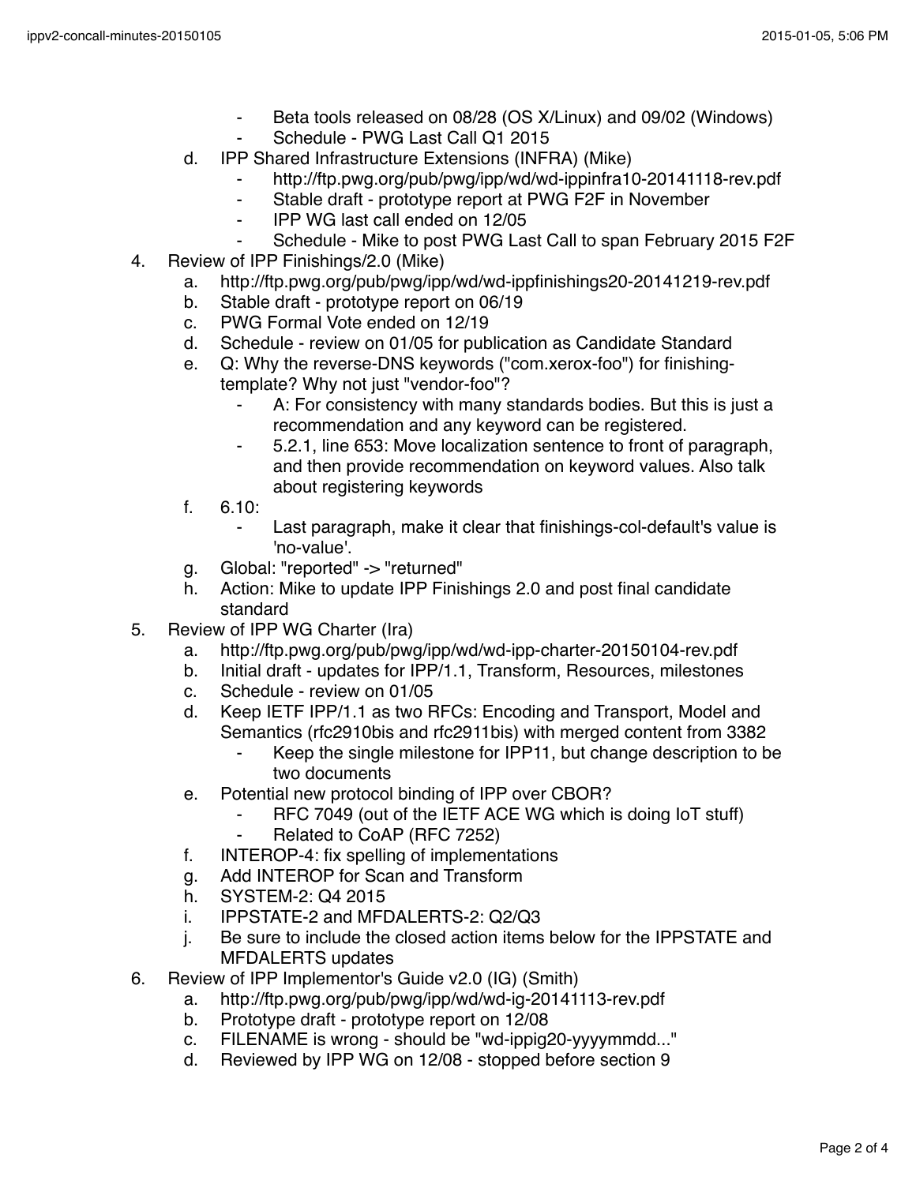- Beta tools released on 08/28 (OS X/Linux) and 09/02 (Windows)
  - Schedule - PWG Last Call Q1 2015

   d. IPP Shared Infrastructure Extensions (INFRA) (Mike)
      - http://ftp.pwg.org/pub/pwg/ipp/wd/wd-ippinfra10-20141118-rev.pdf
      - Stable draft - prototype report at PWG F2F in November
      - IPP WG last call ended on 12/05
      - Schedule - Mike to post PWG Last Call to span February 2015 F2F

4. Review of IPP Finishings/2.0 (Mike)
   a. http://ftp.pwg.org/pub/pwg/ipp/wd/wd-ippfinishings20-20141219-rev.pdf
   b. Stable draft - prototype report on 06/19
   c. PWG Formal Vote ended on 12/19
   d. Schedule - review on 01/05 for publication as Candidate Standard
   e. Q: Why the reverse-DNS keywords ("com.xerox-foo") for finishing-template? Why not just "vendor-foo"?
      - A: For consistency with many standards bodies. But this is just a recommendation and any keyword can be registered.
      - 5.2.1, line 653: Move localization sentence to front of paragraph, and then provide recommendation on keyword values. Also talk about registering keywords
   f. 6.10:
      - Last paragraph, make it clear that finishings-col-default's value is 'no-value'.
   g. Global: "reported" -> "returned"
   h. Action: Mike to update IPP Finishings 2.0 and post final candidate standard

5. Review of IPP WG Charter (Ira)
   a. http://ftp.pwg.org/pub/pwg/ipp/wd/wd-ipp-charter-20150104-rev.pdf
   b. Initial draft - updates for IPP/1.1, Transform, Resources, milestones
   c. Schedule - review on 01/05
   d. Keep IETF IPP/1.1 as two RFCs: Encoding and Transport, Model and Semantics (rfc2910bis and rfc2911bis) with merged content from 3382
      - Keep the single milestone for IPP11, but change description to be two documents
   e. Potential new protocol binding of IPP over CBOR?
      - RFC 7049 (out of the IETF ACE WG which is doing IoT stuff)
      - Related to CoAP (RFC 7252)
   f. INTEROP-4: fix spelling of implementations
   g. Add INTEROP for Scan and Transform
   h. SYSTEM-2: Q4 2015
   i. IPPSTATE-2 and MFDALERTS-2: Q2/Q3
   j. Be sure to include the closed action items below for the IPPSTATE and MFDALERTS updates

6. Review of IPP Implementor's Guide v2.0 (IG) (Smith)
   a. http://ftp.pwg.org/pub/pwg/ipp/wd/wd-ig-20141113-rev.pdf
   b. Prototype draft - prototype report on 12/08
   c. FILENAME is wrong - should be "wd-ippig20-yyyymmdd..."
   d. Reviewed by IPP WG on 12/08 - stopped before section 9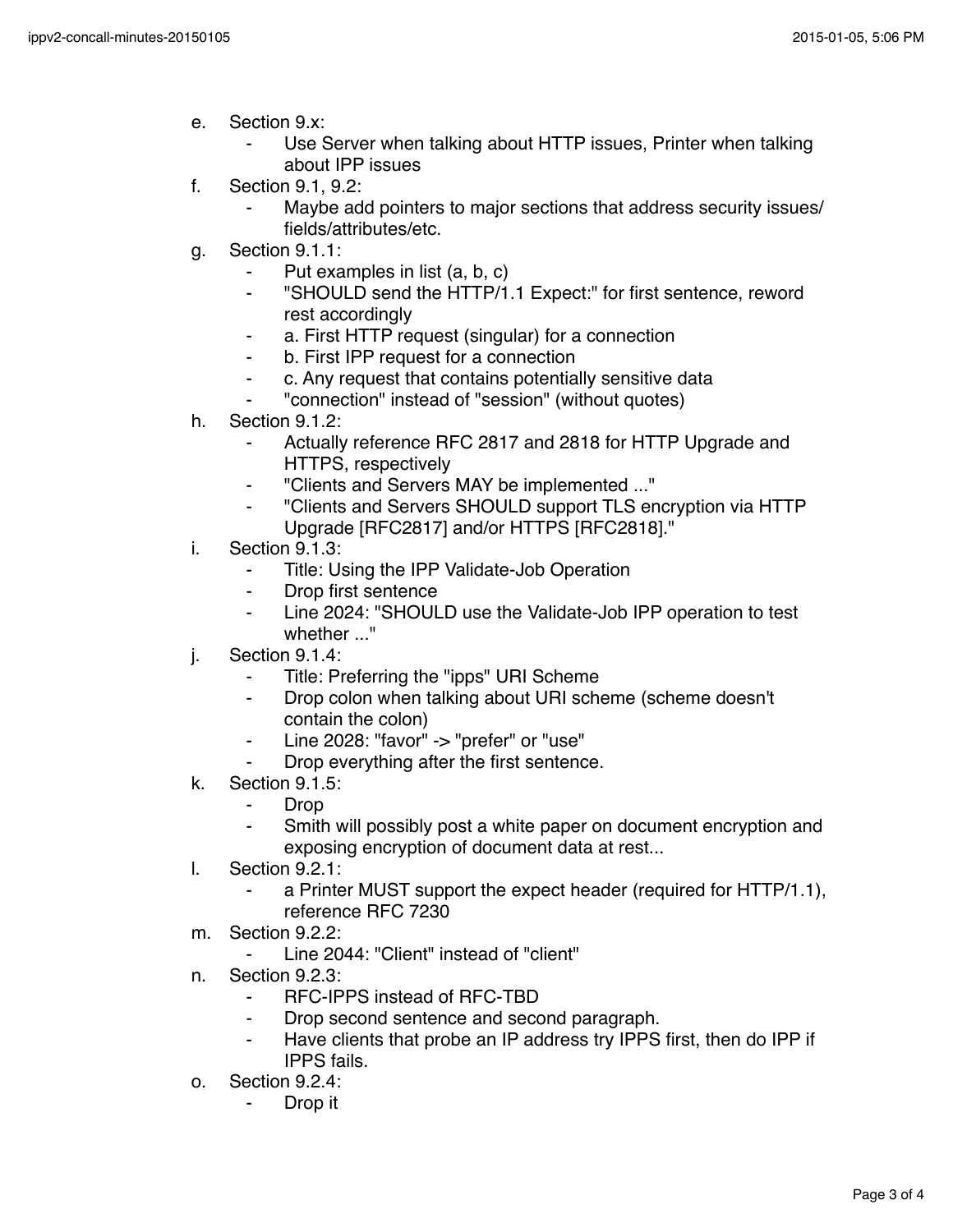e. Section 9.x:
    - Use Server when talking about HTTP issues, Printer when talking about IPP issues
f. Section 9.1, 9.2:
    - Maybe add pointers to major sections that address security issues/ fields/attributes/etc.
g. Section 9.1.1:
    - Put examples in list (a, b, c)
    - "SHOULD send the HTTP/1.1 Expect:" for first sentence, reword rest accordingly
    - a. First HTTP request (singular) for a connection
    - b. First IPP request for a connection
    - c. Any request that contains potentially sensitive data
    - "connection" instead of "session" (without quotes)
h. Section 9.1.2:
    - Actually reference RFC 2817 and 2818 for HTTP Upgrade and HTTPS, respectively
    - "Clients and Servers MAY be implemented ..."
    - "Clients and Servers SHOULD support TLS encryption via HTTP Upgrade [RFC2817] and/or HTTPS [RFC2818]."
i. Section 9.1.3:
    - Title: Using the IPP Validate-Job Operation
    - Drop first sentence
    - Line 2024: "SHOULD use the Validate-Job IPP operation to test whether ..."
j. Section 9.1.4:
    - Title: Preferring the "ipps" URI Scheme
    - Drop colon when talking about URI scheme (scheme doesn't contain the colon)
    - Line 2028: "favor" -> "prefer" or "use"
    - Drop everything after the first sentence.
k. Section 9.1.5:
    - Drop
    - Smith will possibly post a white paper on document encryption and exposing encryption of document data at rest...
l. Section 9.2.1:
    - a Printer MUST support the expect header (required for HTTP/1.1), reference RFC 7230
m. Section 9.2.2:
    - Line 2044: "Client" instead of "client"
n. Section 9.2.3:
    - RFC-IPPS instead of RFC-TBD
    - Drop second sentence and second paragraph.
    - Have clients that probe an IP address try IPPS first, then do IPP if IPPS fails.
o. Section 9.2.4:
    - Drop it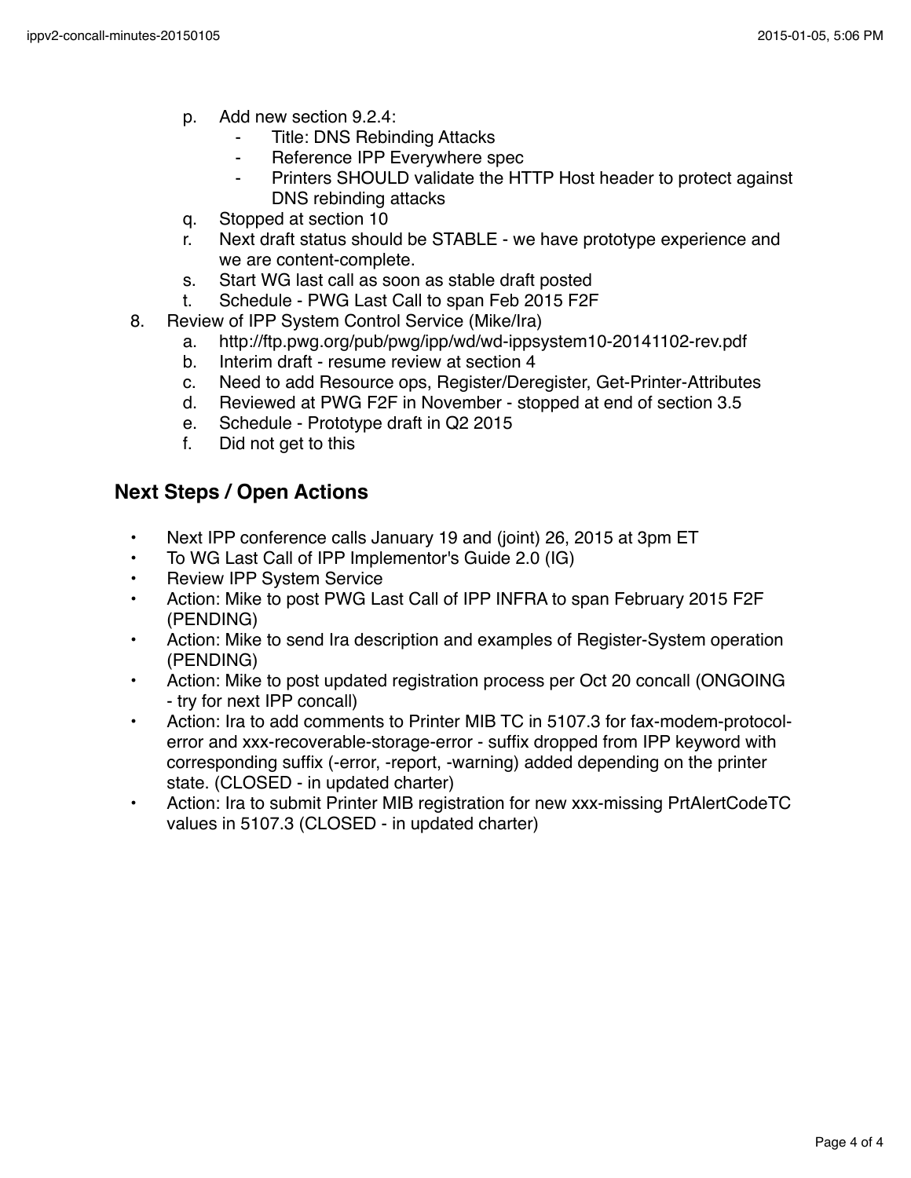p. Add new section 9.2.4:
      - Title: DNS Rebinding Attacks
      - Reference IPP Everywhere spec
      - Printers SHOULD validate the HTTP Host header to protect against DNS rebinding attacks
   q. Stopped at section 10
   r. Next draft status should be STABLE - we have prototype experience and we are content-complete.
   s. Start WG last call as soon as stable draft posted
   t. Schedule - PWG Last Call to span Feb 2015 F2F

8. Review of IPP System Control Service (Mike/Ira)
   a. http://ftp.pwg.org/pub/pwg/ipp/wd/wd-ippsystem10-20141102-rev.pdf
   b. Interim draft - resume review at section 4
   c. Need to add Resource ops, Register/Deregister, Get-Printer-Attributes
   d. Reviewed at PWG F2F in November - stopped at end of section 3.5
   e. Schedule - Prototype draft in Q2 2015
   f. Did not get to this

## Next Steps / Open Actions

- Next IPP conference calls January 19 and (joint) 26, 2015 at 3pm ET
- To WG Last Call of IPP Implementor's Guide 2.0 (IG)
- Review IPP System Service
- Action: Mike to post PWG Last Call of IPP INFRA to span February 2015 F2F (PENDING)
- Action: Mike to send Ira description and examples of Register-System operation (PENDING)
- Action: Mike to post updated registration process per Oct 20 concall (ONGOING - try for next IPP concall)
- Action: Ira to add comments to Printer MIB TC in 5107.3 for fax-modem-protocol-error and xxx-recoverable-storage-error - suffix dropped from IPP keyword with corresponding suffix (-error, -report, -warning) added depending on the printer state. (CLOSED - in updated charter)
- Action: Ira to submit Printer MIB registration for new xxx-missing PrtAlertCodeTC values in 5107.3 (CLOSED - in updated charter)